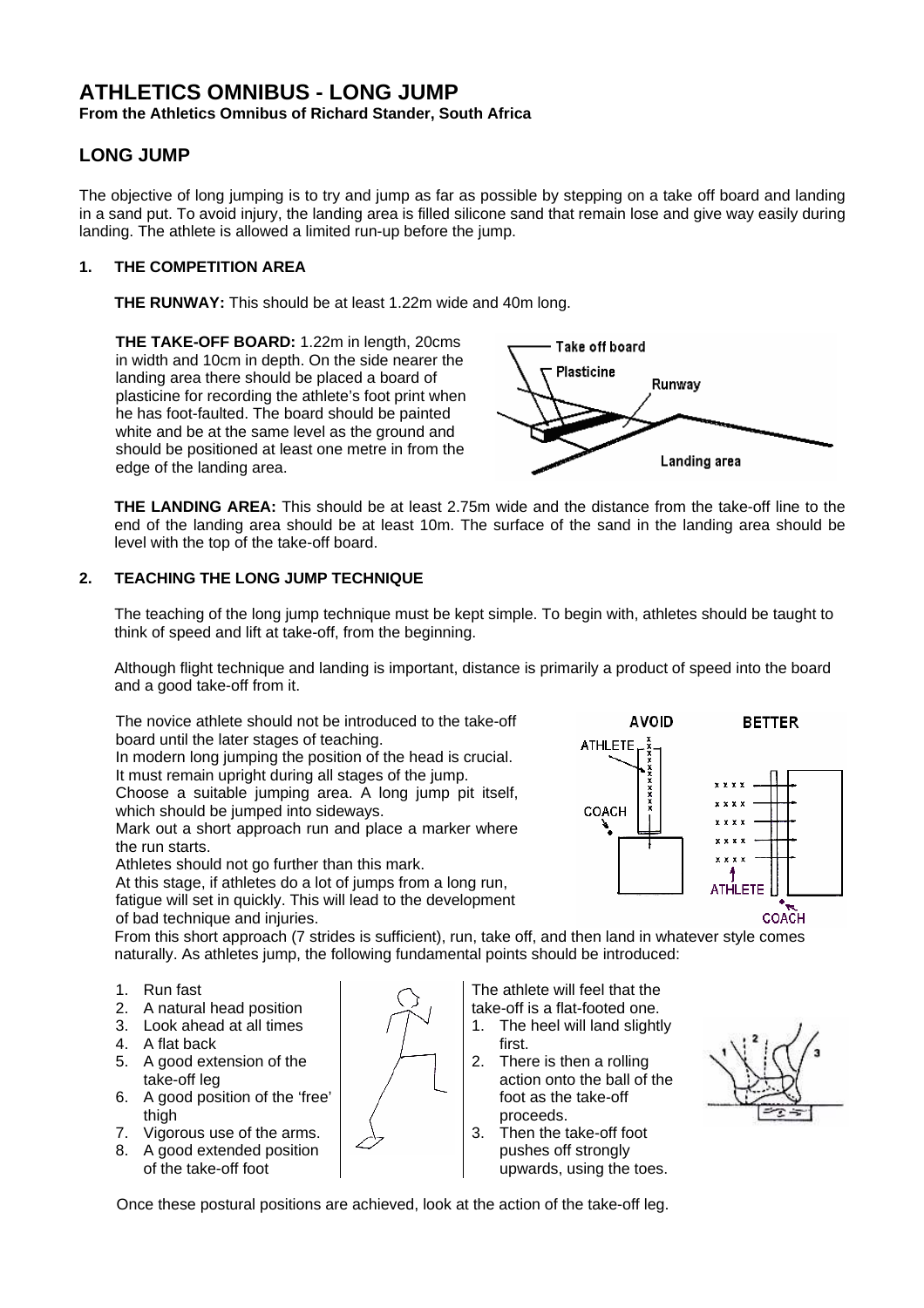# ATHLETICS OMNIBUS - LONG JUMP

**From the Athletics Omnibus of Richard Stander, South Africa**

## LONG JUMP

The objective of long jumping is to try and jump as far as possible by stepping on a take off board and landing in a sand put. To avoid injury, the landing area is filled silicone sand that remain lose and give way easily during landing. The athlete is allowed a limited run-up before the jump.

### 1. THE COMPETITION AREA

**THE RUNWAY:** This should be at least 1.22m wide and 40m long.

**THE TAKE-OFF BOARD:** 1.22m in length, 20cms in width and 10cm in depth. On the side nearer the landing area there should be placed a board of plasticine for recording the athlete's foot print when he has foot-faulted. The board should be painted white and be at the same level as the ground and should be positioned at least one metre in from the edge of the landing area.

**THE LANDING AREA:** This should be at least 2.75m wide and the distance from the take-off line to the end of the landing area should be at least 10m. The surface of the sand in the landing area should be level with the top of the take-off board.

### 2. TEACHING THE LONG JUMP TECHNIQUE

The teaching of the long jump technique must be kept simple. To begin with, athletes should be taught to think of speed and lift at take-off, from the beginning.

Although flight technique and landing is important, distance is primarily a product of speed into the board and a good take-off from it.

The novice athlete should not be introduced to the take-off board until the later stages of teaching.
In modern long jumping the position of the head is crucial. It must remain upright during all stages of the jump.
Choose a suitable jumping area. A long jump pit itself, which should be jumped into sideways.
Mark out a short approach run and place a marker where the run starts.
Athletes should not go further than this mark.
At this stage, if athletes do a lot of jumps from a long run, fatigue will set in quickly. This will lead to the development of bad technique and injuries.
From this short approach (7 strides is sufficient), run, take off, and then land in whatever style comes naturally. As athletes jump, the following fundamental points should be introduced:

1. Run fast
2. A natural head position
3. Look ahead at all times
4. A flat back
5. A good extension of the take-off leg
6. A good position of the 'free' thigh
7. Vigorous use of the arms.
8. A good extended position of the take-off foot

The athlete will feel that the take-off is a flat-footed one.

1. The heel will land slightly first.
2. There is then a rolling action onto the ball of the foot as the take-off proceeds.
3. Then the take-off foot pushes off strongly upwards, using the toes.

Once these postural positions are achieved, look at the action of the take-off leg.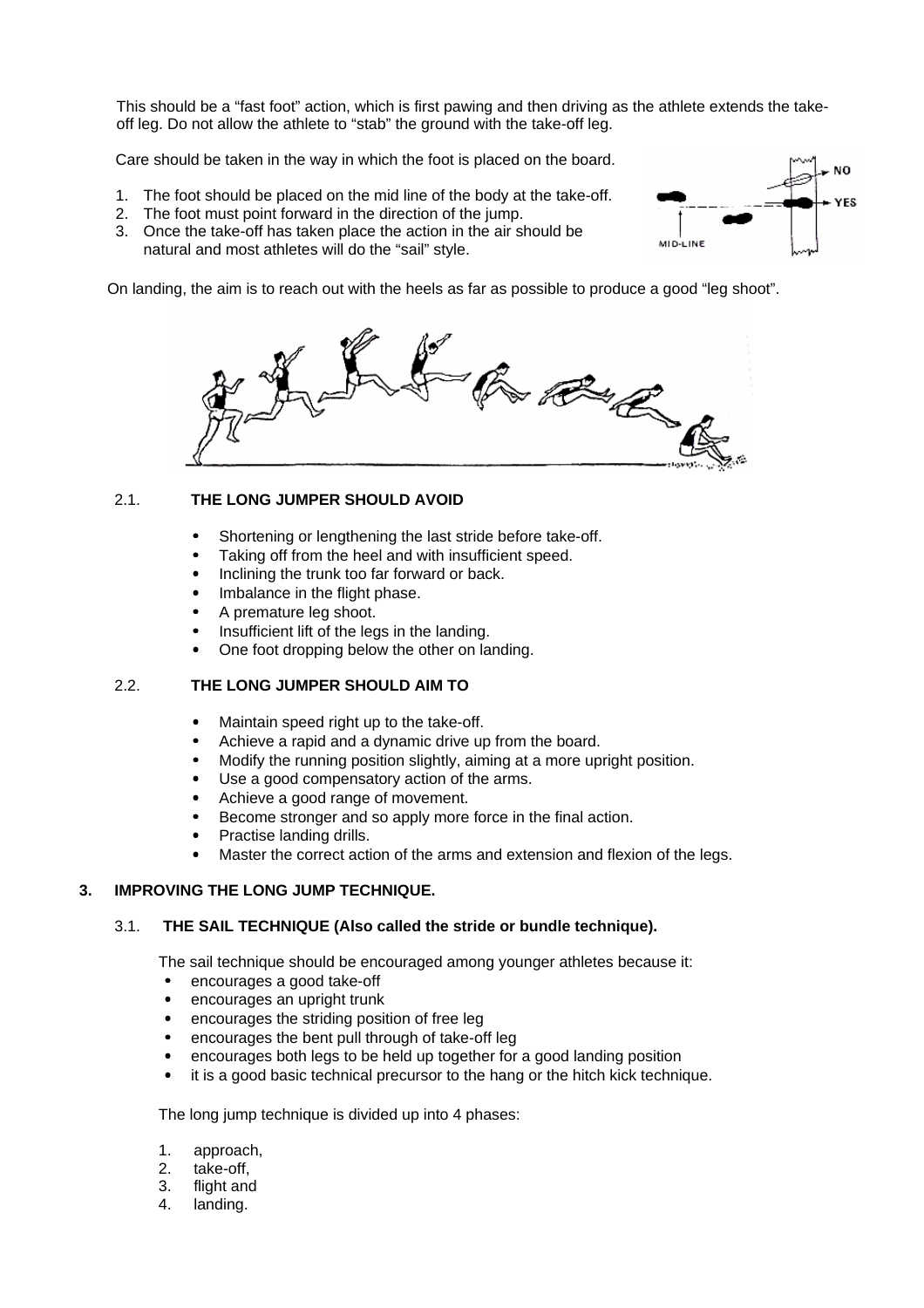This should be a "fast foot" action, which is first pawing and then driving as the athlete extends the take-off leg. Do not allow the athlete to "stab" the ground with the take-off leg.

Care should be taken in the way in which the foot is placed on the board.

1. The foot should be placed on the mid line of the body at the take-off.
2. The foot must point forward in the direction of the jump.
3. Once the take-off has taken place the action in the air should be natural and most athletes will do the "sail" style.

On landing, the aim is to reach out with the heels as far as possible to produce a good "leg shoot".

### 2.1. THE LONG JUMPER SHOULD AVOID

- Shortening or lengthening the last stride before take-off.
- Taking off from the heel and with insufficient speed.
- Inclining the trunk too far forward or back.
- Imbalance in the flight phase.
- A premature leg shoot.
- Insufficient lift of the legs in the landing.
- One foot dropping below the other on landing.

### 2.2. THE LONG JUMPER SHOULD AIM TO

- Maintain speed right up to the take-off.
- Achieve a rapid and a dynamic drive up from the board.
- Modify the running position slightly, aiming at a more upright position.
- Use a good compensatory action of the arms.
- Achieve a good range of movement.
- Become stronger and so apply more force in the final action.
- Practise landing drills.
- Master the correct action of the arms and extension and flexion of the legs.

## 3. IMPROVING THE LONG JUMP TECHNIQUE.

### 3.1. THE SAIL TECHNIQUE (Also called the stride or bundle technique).

The sail technique should be encouraged among younger athletes because it:

- encourages a good take-off
- encourages an upright trunk
- encourages the striding position of free leg
- encourages the bent pull through of take-off leg
- encourages both legs to be held up together for a good landing position
- it is a good basic technical precursor to the hang or the hitch kick technique.

The long jump technique is divided up into 4 phases:

1. approach,
2. take-off,
3. flight and
4. landing.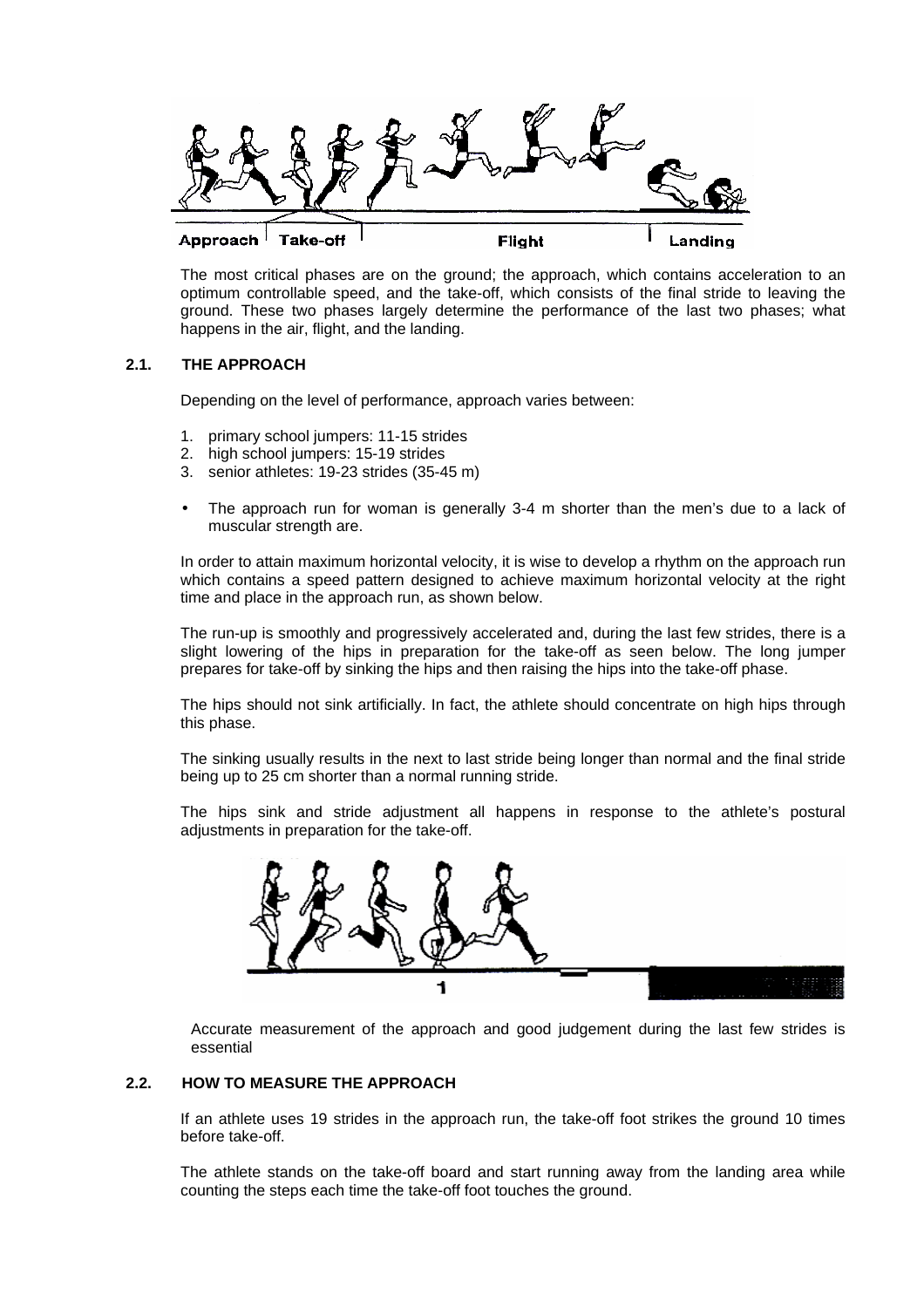The most critical phases are on the ground; the approach, which contains acceleration to an optimum controllable speed, and the take-off, which consists of the final stride to leaving the ground. These two phases largely determine the performance of the last two phases; what happens in the air, flight, and the landing.

## 2.1. THE APPROACH

Depending on the level of performance, approach varies between:

1. primary school jumpers: 11-15 strides
2. high school jumpers: 15-19 strides
3. senior athletes: 19-23 strides (35-45 m)

- The approach run for woman is generally 3-4 m shorter than the men's due to a lack of muscular strength are.

In order to attain maximum horizontal velocity, it is wise to develop a rhythm on the approach run which contains a speed pattern designed to achieve maximum horizontal velocity at the right time and place in the approach run, as shown below.

The run-up is smoothly and progressively accelerated and, during the last few strides, there is a slight lowering of the hips in preparation for the take-off as seen below. The long jumper prepares for take-off by sinking the hips and then raising the hips into the take-off phase.

The hips should not sink artificially. In fact, the athlete should concentrate on high hips through this phase.

The sinking usually results in the next to last stride being longer than normal and the final stride being up to 25 cm shorter than a normal running stride.

The hips sink and stride adjustment all happens in response to the athlete's postural adjustments in preparation for the take-off.

Accurate measurement of the approach and good judgement during the last few strides is essential

## 2.2. HOW TO MEASURE THE APPROACH

If an athlete uses 19 strides in the approach run, the take-off foot strikes the ground 10 times before take-off.

The athlete stands on the take-off board and start running away from the landing area while counting the steps each time the take-off foot touches the ground.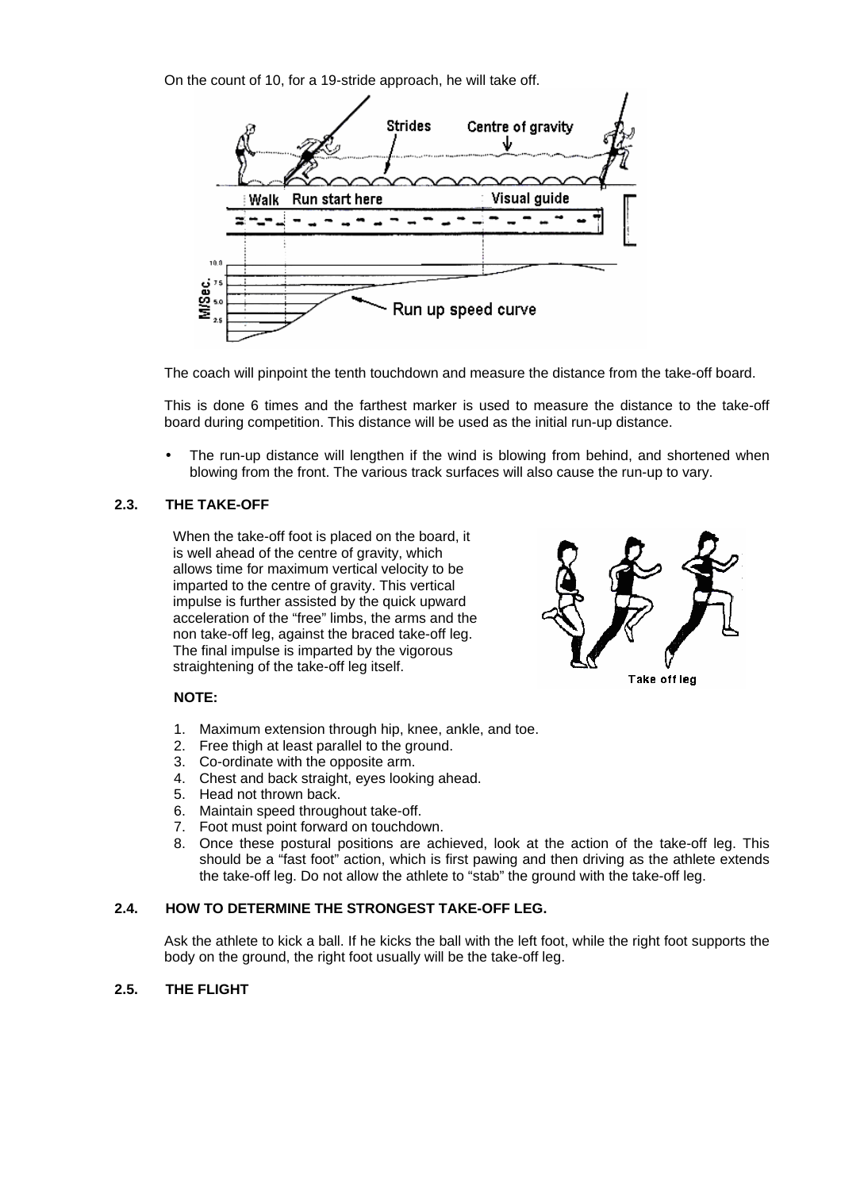On the count of 10, for a 19-stride approach, he will take off.

The coach will pinpoint the tenth touchdown and measure the distance from the take-off board.

This is done 6 times and the farthest marker is used to measure the distance to the take-off board during competition. This distance will be used as the initial run-up distance.

- The run-up distance will lengthen if the wind is blowing from behind, and shortened when blowing from the front. The various track surfaces will also cause the run-up to vary.

### 2.3. THE TAKE-OFF

When the take-off foot is placed on the board, it is well ahead of the centre of gravity, which allows time for maximum vertical velocity to be imparted to the centre of gravity. This vertical impulse is further assisted by the quick upward acceleration of the "free" limbs, the arms and the non take-off leg, against the braced take-off leg. The final impulse is imparted by the vigorous straightening of the take-off leg itself.

**NOTE:**

1. Maximum extension through hip, knee, ankle, and toe.
2. Free thigh at least parallel to the ground.
3. Co-ordinate with the opposite arm.
4. Chest and back straight, eyes looking ahead.
5. Head not thrown back.
6. Maintain speed throughout take-off.
7. Foot must point forward on touchdown.
8. Once these postural positions are achieved, look at the action of the take-off leg. This should be a "fast foot" action, which is first pawing and then driving as the athlete extends the take-off leg. Do not allow the athlete to "stab" the ground with the take-off leg.

### 2.4. HOW TO DETERMINE THE STRONGEST TAKE-OFF LEG.

Ask the athlete to kick a ball. If he kicks the ball with the left foot, while the right foot supports the body on the ground, the right foot usually will be the take-off leg.

### 2.5. THE FLIGHT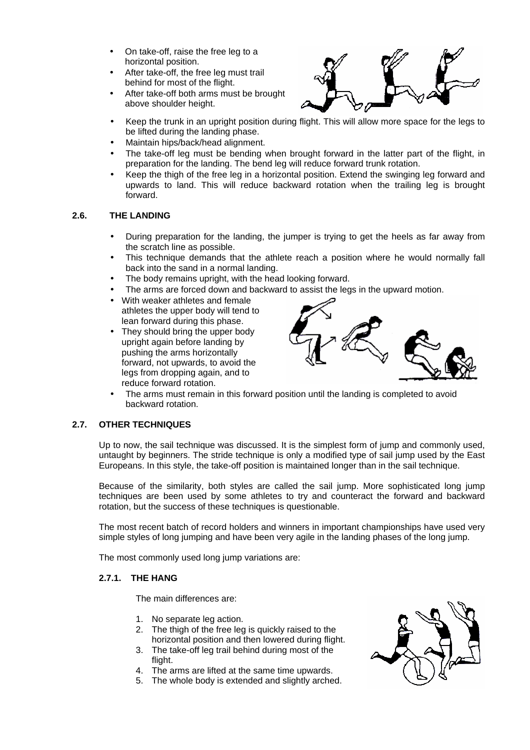- On take-off, raise the free leg to a horizontal position.
- After take-off, the free leg must trail behind for most of the flight.
- After take-off both arms must be brought above shoulder height.
- Keep the trunk in an upright position during flight. This will allow more space for the legs to be lifted during the landing phase.
- Maintain hips/back/head alignment.
- The take-off leg must be bending when brought forward in the latter part of the flight, in preparation for the landing. The bend leg will reduce forward trunk rotation.
- Keep the thigh of the free leg in a horizontal position. Extend the swinging leg forward and upwards to land. This will reduce backward rotation when the trailing leg is brought forward.

## 2.6. THE LANDING

- During preparation for the landing, the jumper is trying to get the heels as far away from the scratch line as possible.
- This technique demands that the athlete reach a position where he would normally fall back into the sand in a normal landing.
- The body remains upright, with the head looking forward.
- The arms are forced down and backward to assist the legs in the upward motion.
- With weaker athletes and female athletes the upper body will tend to lean forward during this phase.
- They should bring the upper body upright again before landing by pushing the arms horizontally forward, not upwards, to avoid the legs from dropping again, and to reduce forward rotation.
- The arms must remain in this forward position until the landing is completed to avoid backward rotation.

## 2.7. OTHER TECHNIQUES

Up to now, the sail technique was discussed. It is the simplest form of jump and commonly used, untaught by beginners. The stride technique is only a modified type of sail jump used by the East Europeans. In this style, the take-off position is maintained longer than in the sail technique.

Because of the similarity, both styles are called the sail jump. More sophisticated long jump techniques are been used by some athletes to try and counteract the forward and backward rotation, but the success of these techniques is questionable.

The most recent batch of record holders and winners in important championships have used very simple styles of long jumping and have been very agile in the landing phases of the long jump.

The most commonly used long jump variations are:

### 2.7.1. THE HANG

The main differences are:

1. No separate leg action.
2. The thigh of the free leg is quickly raised to the horizontal position and then lowered during flight.
3. The take-off leg trail behind during most of the flight.
4. The arms are lifted at the same time upwards.
5. The whole body is extended and slightly arched.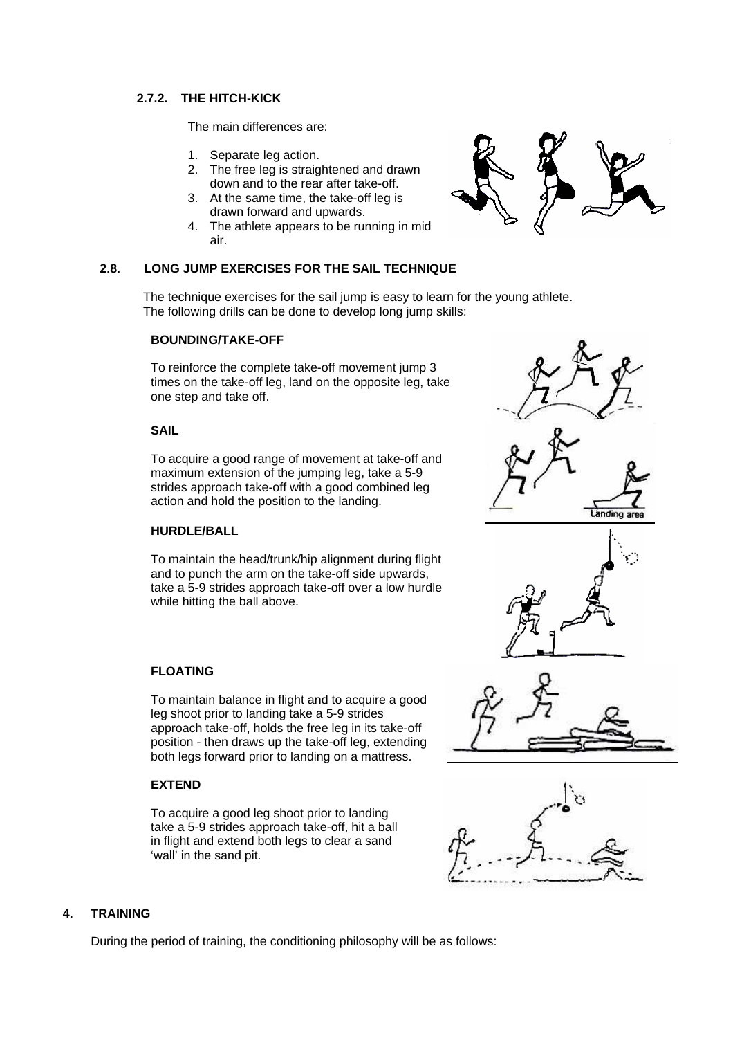### 2.7.2. THE HITCH-KICK

The main differences are:

1. Separate leg action.
2. The free leg is straightened and drawn down and to the rear after take-off.
3. At the same time, the take-off leg is drawn forward and upwards.
4. The athlete appears to be running in mid air.

## 2.8. LONG JUMP EXERCISES FOR THE SAIL TECHNIQUE

The technique exercises for the sail jump is easy to learn for the young athlete. The following drills can be done to develop long jump skills:

**BOUNDING/TAKE-OFF**

To reinforce the complete take-off movement jump 3 times on the take-off leg, land on the opposite leg, take one step and take off.

**SAIL**

To acquire a good range of movement at take-off and maximum extension of the jumping leg, take a 5-9 strides approach take-off with a good combined leg action and hold the position to the landing.

**HURDLE/BALL**

To maintain the head/trunk/hip alignment during flight and to punch the arm on the take-off side upwards, take a 5-9 strides approach take-off over a low hurdle while hitting the ball above.

**FLOATING**

To maintain balance in flight and to acquire a good leg shoot prior to landing take a 5-9 strides approach take-off, holds the free leg in its take-off position - then draws up the take-off leg, extending both legs forward prior to landing on a mattress.

**EXTEND**

To acquire a good leg shoot prior to landing take a 5-9 strides approach take-off, hit a ball in flight and extend both legs to clear a sand 'wall' in the sand pit.

## 4. TRAINING

During the period of training, the conditioning philosophy will be as follows: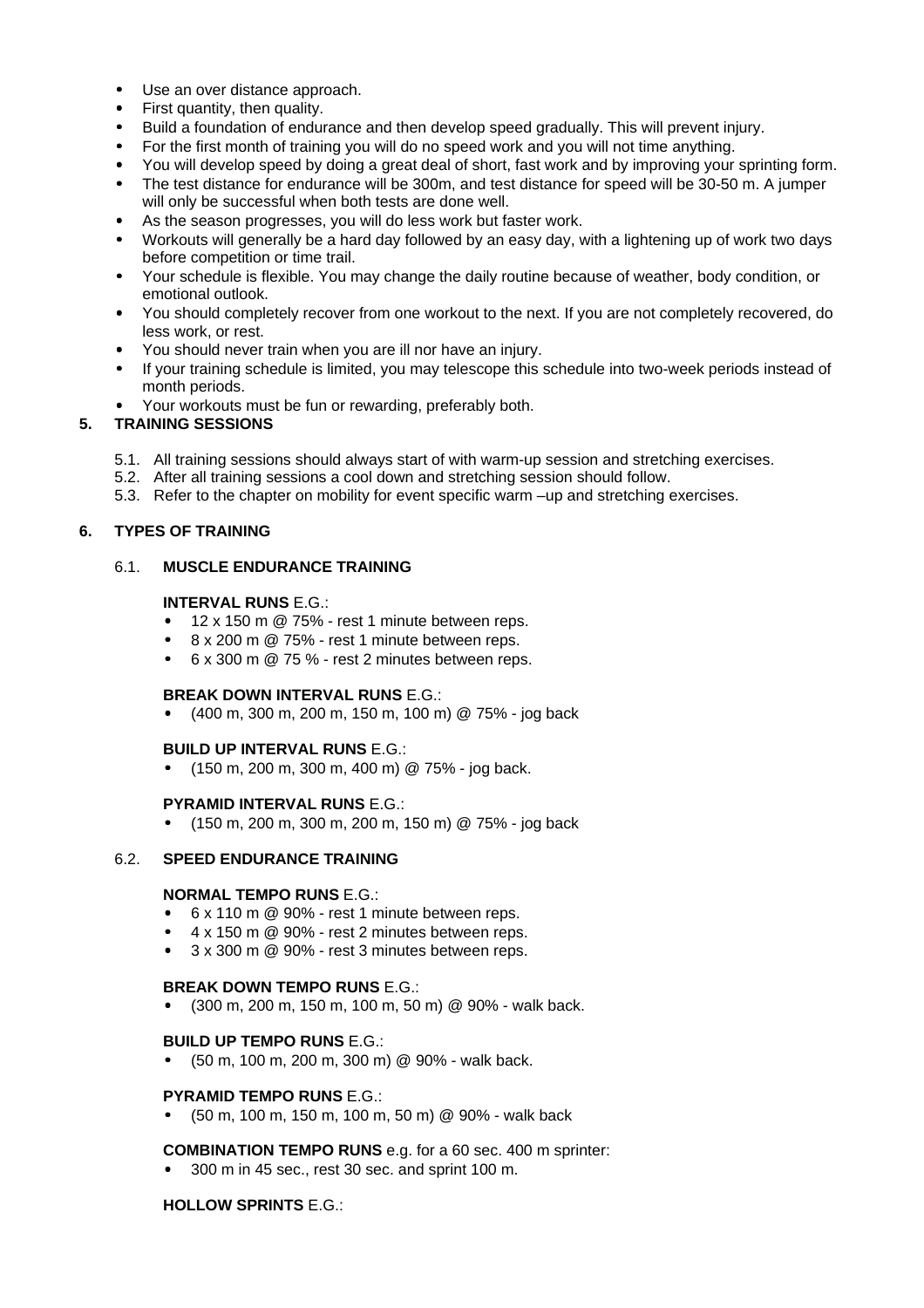- Use an over distance approach.
- First quantity, then quality.
- Build a foundation of endurance and then develop speed gradually. This will prevent injury.
- For the first month of training you will do no speed work and you will not time anything.
- You will develop speed by doing a great deal of short, fast work and by improving your sprinting form.
- The test distance for endurance will be 300m, and test distance for speed will be 30-50 m. A jumper will only be successful when both tests are done well.
- As the season progresses, you will do less work but faster work.
- Workouts will generally be a hard day followed by an easy day, with a lightening up of work two days before competition or time trail.
- Your schedule is flexible. You may change the daily routine because of weather, body condition, or emotional outlook.
- You should completely recover from one workout to the next. If you are not completely recovered, do less work, or rest.
- You should never train when you are ill nor have an injury.
- If your training schedule is limited, you may telescope this schedule into two-week periods instead of month periods.
- Your workouts must be fun or rewarding, preferably both.

## 5. TRAINING SESSIONS

5.1. All training sessions should always start of with warm-up session and stretching exercises.
5.2. After all training sessions a cool down and stretching session should follow.
5.3. Refer to the chapter on mobility for event specific warm –up and stretching exercises.

## 6. TYPES OF TRAINING

### 6.1. MUSCLE ENDURANCE TRAINING

**INTERVAL RUNS** E.G.:

- 12 x 150 m @ 75% - rest 1 minute between reps.
- 8 x 200 m @ 75% - rest 1 minute between reps.
- 6 x 300 m @ 75 % - rest 2 minutes between reps.

**BREAK DOWN INTERVAL RUNS** E.G.:

- (400 m, 300 m, 200 m, 150 m, 100 m) @ 75% - jog back

**BUILD UP INTERVAL RUNS** E.G.:

- (150 m, 200 m, 300 m, 400 m) @ 75% - jog back.

**PYRAMID INTERVAL RUNS** E.G.:

- (150 m, 200 m, 300 m, 200 m, 150 m) @ 75% - jog back

### 6.2. SPEED ENDURANCE TRAINING

**NORMAL TEMPO RUNS** E.G.:

- 6 x 110 m @ 90% - rest 1 minute between reps.
- 4 x 150 m @ 90% - rest 2 minutes between reps.
- 3 x 300 m @ 90% - rest 3 minutes between reps.

**BREAK DOWN TEMPO RUNS** E.G.:

- (300 m, 200 m, 150 m, 100 m, 50 m) @ 90% - walk back.

**BUILD UP TEMPO RUNS** E.G.:

- (50 m, 100 m, 200 m, 300 m) @ 90% - walk back.

**PYRAMID TEMPO RUNS** E.G.:

- (50 m, 100 m, 150 m, 100 m, 50 m) @ 90% - walk back

**COMBINATION TEMPO RUNS** e.g. for a 60 sec. 400 m sprinter:

- 300 m in 45 sec., rest 30 sec. and sprint 100 m.

**HOLLOW SPRINTS** E.G.: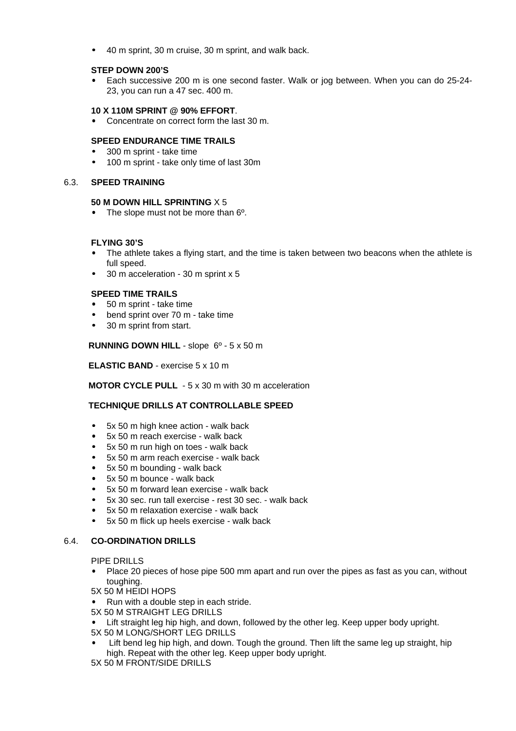- 40 m sprint, 30 m cruise, 30 m sprint, and walk back.

**STEP DOWN 200'S**

- Each successive 200 m is one second faster. Walk or jog between. When you can do 25-24-23, you can run a 47 sec. 400 m.

**10 X 110M SPRINT @ 90% EFFORT**.

- Concentrate on correct form the last 30 m.

**SPEED ENDURANCE TIME TRAILS**

- 300 m sprint - take time
- 100 m sprint - take only time of last 30m

## 6.3. SPEED TRAINING

**50 M DOWN HILL SPRINTING** X 5

- The slope must not be more than 6º.

**FLYING 30'S**

- The athlete takes a flying start, and the time is taken between two beacons when the athlete is full speed.
- 30 m acceleration - 30 m sprint x 5

**SPEED TIME TRAILS**

- 50 m sprint - take time
- bend sprint over 70 m - take time
- 30 m sprint from start.

**RUNNING DOWN HILL** - slope 6º - 5 x 50 m

**ELASTIC BAND** - exercise 5 x 10 m

**MOTOR CYCLE PULL** - 5 x 30 m with 30 m acceleration

**TECHNIQUE DRILLS AT CONTROLLABLE SPEED**

- 5x 50 m high knee action - walk back
- 5x 50 m reach exercise - walk back
- 5x 50 m run high on toes - walk back
- 5x 50 m arm reach exercise - walk back
- 5x 50 m bounding - walk back
- 5x 50 m bounce - walk back
- 5x 50 m forward lean exercise - walk back
- 5x 30 sec. run tall exercise - rest 30 sec. - walk back
- 5x 50 m relaxation exercise - walk back
- 5x 50 m flick up heels exercise - walk back

## 6.4. CO-ORDINATION DRILLS

PIPE DRILLS

- Place 20 pieces of hose pipe 500 mm apart and run over the pipes as fast as you can, without toughing.

5X 50 M HEIDI HOPS

- Run with a double step in each stride.

5X 50 M STRAIGHT LEG DRILLS

- Lift straight leg hip high, and down, followed by the other leg. Keep upper body upright.

5X 50 M LONG/SHORT LEG DRILLS

- Lift bend leg hip high, and down. Tough the ground. Then lift the same leg up straight, hip high. Repeat with the other leg. Keep upper body upright.

5X 50 M FRONT/SIDE DRILLS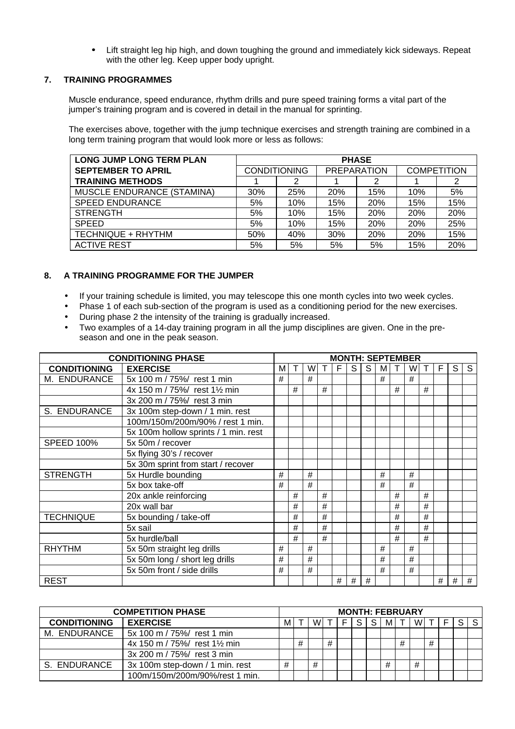- Lift straight leg hip high, and down toughing the ground and immediately kick sideways. Repeat with the other leg. Keep upper body upright.

## 7. TRAINING PROGRAMMES

Muscle endurance, speed endurance, rhythm drills and pure speed training forms a vital part of the jumper's training program and is covered in detail in the manual for sprinting.

The exercises above, together with the jump technique exercises and strength training are combined in a long term training program that would look more or less as follows:

| LONG JUMP LONG TERM PLAN | PHASE | | | | | |
|---|---|---|---|---|---|---|
| SEPTEMBER TO APRIL | CONDITIONING | | PREPARATION | | COMPETITION | |
| TRAINING METHODS | 1 | 2 | 1 | 2 | 1 | 2 |
| MUSCLE ENDURANCE (STAMINA) | 30% | 25% | 20% | 15% | 10% | 5% |
| SPEED ENDURANCE | 5% | 10% | 15% | 20% | 15% | 15% |
| STRENGTH | 5% | 10% | 15% | 20% | 20% | 20% |
| SPEED | 5% | 10% | 15% | 20% | 20% | 25% |
| TECHNIQUE + RHYTHM | 50% | 40% | 30% | 20% | 20% | 15% |
| ACTIVE REST | 5% | 5% | 5% | 5% | 15% | 20% |

## 8. A TRAINING PROGRAMME FOR THE JUMPER

- If your training schedule is limited, you may telescope this one month cycles into two week cycles.
- Phase 1 of each sub-section of the program is used as a conditioning period for the new exercises.
- During phase 2 the intensity of the training is gradually increased.
- Two examples of a 14-day training program in all the jump disciplines are given. One in the pre-season and one in the peak season.

| CONDITIONING PHASE | | MONTH: SEPTEMBER | | | | | | | | | | | | | |
|---|---|---|---|---|---|---|---|---|---|---|---|---|---|---|---|
| CONDITIONING | EXERCISE | M | T | W | T | F | S | S | M | T | W | T | F | S | S |
| M. ENDURANCE | 5x 100 m / 75%/ rest 1 min | # | | # | | | | | # | | # | | | | |
| | 4x 150 m / 75%/ rest 1½ min | | # | | # | | | | | # | | # | | | |
| | 3x 200 m / 75%/ rest 3 min | | | | | | | | | | | | | | |
| S. ENDURANCE | 3x 100m step-down / 1 min. rest | | | | | | | | | | | | | | |
| | 100m/150m/200m/90% / rest 1 min. | | | | | | | | | | | | | | |
| | 5x 100m hollow sprints / 1 min. rest | | | | | | | | | | | | | | |
| SPEED 100% | 5x 50m / recover | | | | | | | | | | | | | | |
| | 5x flying 30's / recover | | | | | | | | | | | | | | |
| | 5x 30m sprint from start / recover | | | | | | | | | | | | | | |
| STRENGTH | 5x Hurdle bounding | # | | # | | | | | # | | # | | | | |
| | 5x box take-off | # | | # | | | | | # | | # | | | | |
| | 20x ankle reinforcing | | # | | # | | | | | # | | # | | | |
| | 20x wall bar | | # | | # | | | | | # | | # | | | |
| TECHNIQUE | 5x bounding / take-off | | # | | # | | | | | # | | # | | | |
| | 5x sail | | # | | # | | | | | # | | # | | | |
| | 5x hurdle/ball | | # | | # | | | | | # | | # | | | |
| RHYTHM | 5x 50m straight leg drills | # | | # | | | | | # | | # | | | | |
| | 5x 50m long / short leg drills | # | | # | | | | | # | | # | | | | |
| | 5x 50m front / side drills | # | | # | | | | | # | | # | | | | |
| REST | | | | | | # | # | # | | | | | # | # | # |

| COMPETITION PHASE | | MONTH: FEBRUARY | | | | | | | | | | | | | |
|---|---|---|---|---|---|---|---|---|---|---|---|---|---|---|---|
| CONDITIONING | EXERCISE | M | T | W | T | F | S | S | M | T | W | T | F | S | S |
| M. ENDURANCE | 5x 100 m / 75%/ rest 1 min | | | | | | | | | | | | | | |
| | 4x 150 m / 75%/ rest 1½ min | | # | | # | | | | | # | | # | | | |
| | 3x 200 m / 75%/ rest 3 min | | | | | | | | | | | | | | |
| S. ENDURANCE | 3x 100m step-down / 1 min. rest | # | | # | | | | | # | | # | | | | |
| | 100m/150m/200m/90%/rest 1 min. | | | | | | | | | | | | | | |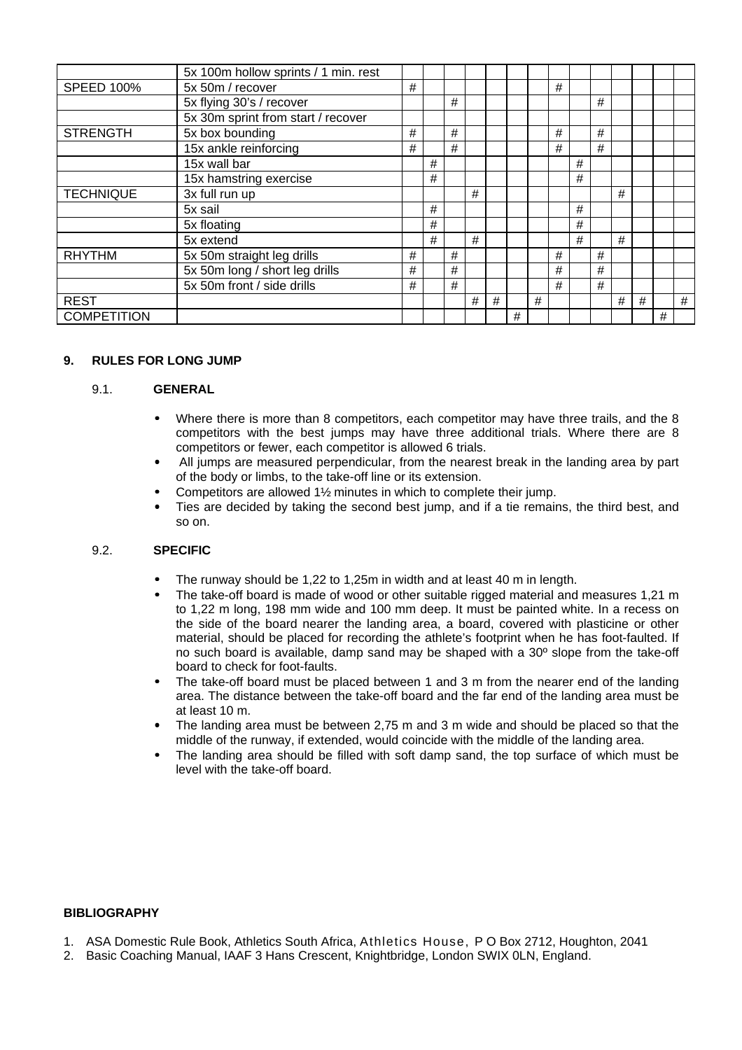| | 5x 100m hollow sprints / 1 min. rest | | | | | | | | | | | | | | |
|---|---|---|---|---|---|---|---|---|---|---|---|---|---|---|---|
| SPEED 100% | 5x 50m / recover | # | | | | | | | # | | | | | | |
| | 5x flying 30's / recover | | | # | | | | | | | # | | | | |
| | 5x 30m sprint from start / recover | | | | | | | | | | | | | | |
| STRENGTH | 5x box bounding | # | | # | | | | | # | | # | | | | |
| | 15x ankle reinforcing | # | | # | | | | | # | | # | | | | |
| | 15x wall bar | | # | | | | | | | # | | | | | |
| | 15x hamstring exercise | | # | | | | | | | # | | | | | |
| TECHNIQUE | 3x full run up | | | | # | | | | | | | # | | | |
| | 5x sail | | # | | | | | | | # | | | | | |
| | 5x floating | | # | | | | | | | # | | | | | |
| | 5x extend | | # | | # | | | | | # | | # | | | |
| RHYTHM | 5x 50m straight leg drills | # | | # | | | | | # | | # | | | | |
| | 5x 50m long / short leg drills | # | | # | | | | | # | | # | | | | |
| | 5x 50m front / side drills | # | | # | | | | | # | | # | | | | |
| REST | | | | | # | # | | # | | | | # | # | | # |
| COMPETITION | | | | | | | # | | | | | | | # | |

## 9. RULES FOR LONG JUMP

### 9.1. GENERAL

- Where there is more than 8 competitors, each competitor may have three trails, and the 8 competitors with the best jumps may have three additional trials. Where there are 8 competitors or fewer, each competitor is allowed 6 trials.
- All jumps are measured perpendicular, from the nearest break in the landing area by part of the body or limbs, to the take-off line or its extension.
- Competitors are allowed 1½ minutes in which to complete their jump.
- Ties are decided by taking the second best jump, and if a tie remains, the third best, and so on.

### 9.2. SPECIFIC

- The runway should be 1,22 to 1,25m in width and at least 40 m in length.
- The take-off board is made of wood or other suitable rigged material and measures 1,21 m to 1,22 m long, 198 mm wide and 100 mm deep. It must be painted white. In a recess on the side of the board nearer the landing area, a board, covered with plasticine or other material, should be placed for recording the athlete's footprint when he has foot-faulted. If no such board is available, damp sand may be shaped with a 30º slope from the take-off board to check for foot-faults.
- The take-off board must be placed between 1 and 3 m from the nearer end of the landing area. The distance between the take-off board and the far end of the landing area must be at least 10 m.
- The landing area must be between 2,75 m and 3 m wide and should be placed so that the middle of the runway, if extended, would coincide with the middle of the landing area.
- The landing area should be filled with soft damp sand, the top surface of which must be level with the take-off board.

**BIBLIOGRAPHY**

1. ASA Domestic Rule Book, Athletics South Africa, Athletics House, P O Box 2712, Houghton, 2041
2. Basic Coaching Manual, IAAF 3 Hans Crescent, Knightbridge, London SWIX 0LN, England.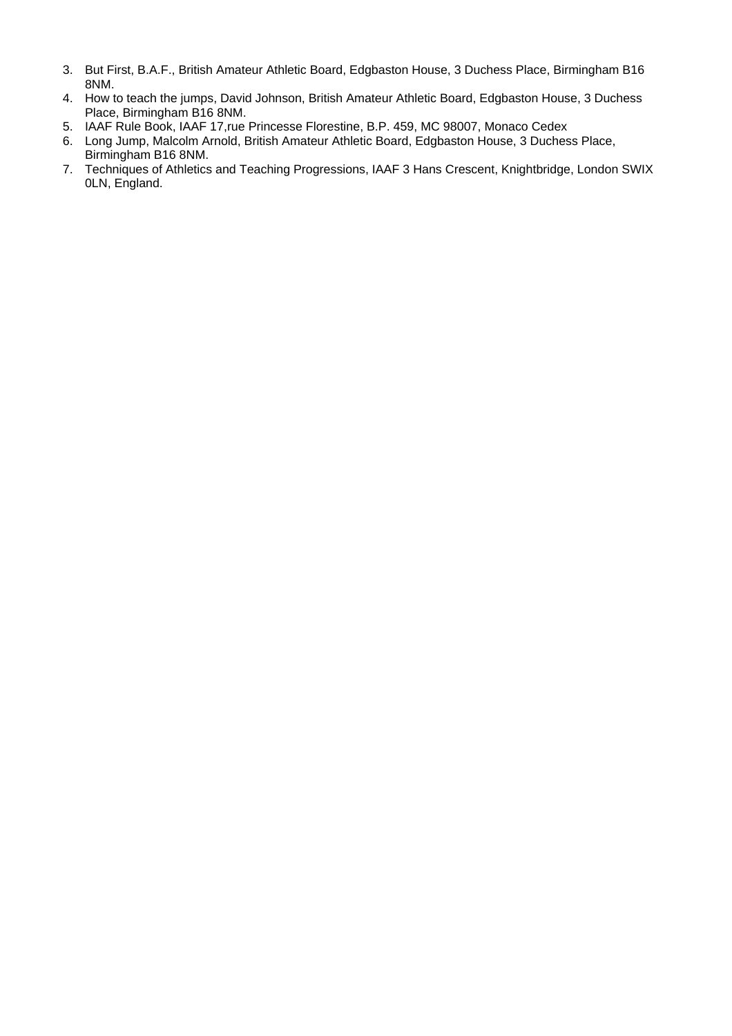3. But First, B.A.F., British Amateur Athletic Board, Edgbaston House, 3 Duchess Place, Birmingham B16 8NM.
4. How to teach the jumps, David Johnson, British Amateur Athletic Board, Edgbaston House, 3 Duchess Place, Birmingham B16 8NM.
5. IAAF Rule Book, IAAF 17,rue Princesse Florestine, B.P. 459, MC 98007, Monaco Cedex
6. Long Jump, Malcolm Arnold, British Amateur Athletic Board, Edgbaston House, 3 Duchess Place, Birmingham B16 8NM.
7. Techniques of Athletics and Teaching Progressions, IAAF 3 Hans Crescent, Knightbridge, London SWIX 0LN, England.